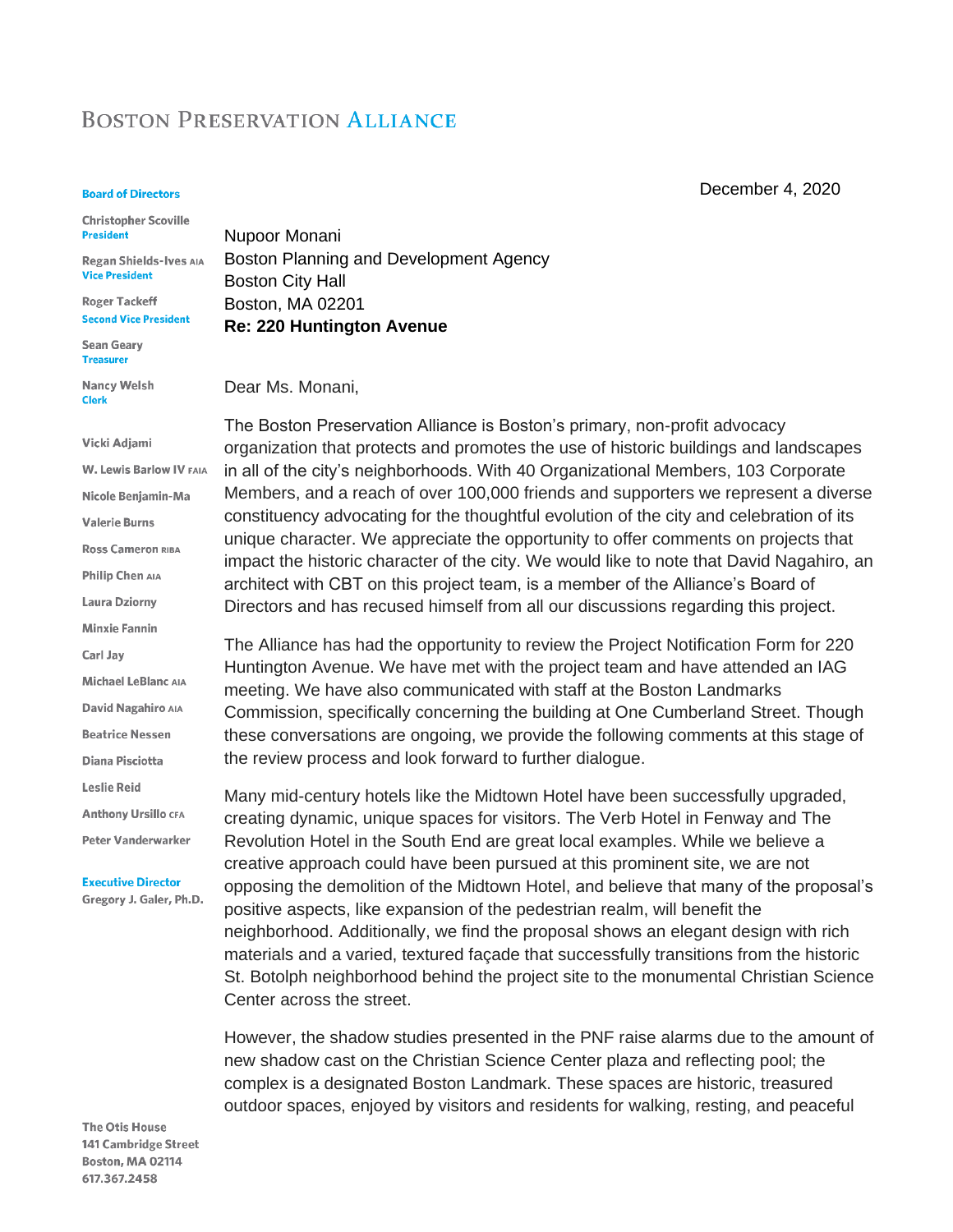# Boston Preservation Alliance

**Board of Directors**

Christopher Scoville
President

Regan Shields-Ives AIA
Vice President

Roger Tackeff
Second Vice President

Sean Geary
Treasurer

Nancy Welsh
Clerk

Vicki Adjami

W. Lewis Barlow IV FAIA

Nicole Benjamin-Ma

Valerie Burns

Ross Cameron RIBA

Philip Chen AIA

Laura Dziorny

Minxie Fannin

Carl Jay

Michael LeBlanc AIA

David Nagahiro AIA

Beatrice Nessen

Diana Pisciotta

Leslie Reid

Anthony Ursillo CFA

Peter Vanderwarker

**Executive Director**
Gregory J. Galer, Ph.D.

The Otis House
141 Cambridge Street
Boston, MA 02114
617.367.2458

December 4, 2020

Nupoor Monani
Boston Planning and Development Agency
Boston City Hall
Boston, MA 02201
**Re: 220 Huntington Avenue**

Dear Ms. Monani,

The Boston Preservation Alliance is Boston's primary, non-profit advocacy organization that protects and promotes the use of historic buildings and landscapes in all of the city's neighborhoods. With 40 Organizational Members, 103 Corporate Members, and a reach of over 100,000 friends and supporters we represent a diverse constituency advocating for the thoughtful evolution of the city and celebration of its unique character. We appreciate the opportunity to offer comments on projects that impact the historic character of the city. We would like to note that David Nagahiro, an architect with CBT on this project team, is a member of the Alliance's Board of Directors and has recused himself from all our discussions regarding this project.

The Alliance has had the opportunity to review the Project Notification Form for 220 Huntington Avenue. We have met with the project team and have attended an IAG meeting. We have also communicated with staff at the Boston Landmarks Commission, specifically concerning the building at One Cumberland Street. Though these conversations are ongoing, we provide the following comments at this stage of the review process and look forward to further dialogue.

Many mid-century hotels like the Midtown Hotel have been successfully upgraded, creating dynamic, unique spaces for visitors. The Verb Hotel in Fenway and The Revolution Hotel in the South End are great local examples. While we believe a creative approach could have been pursued at this prominent site, we are not opposing the demolition of the Midtown Hotel, and believe that many of the proposal's positive aspects, like expansion of the pedestrian realm, will benefit the neighborhood. Additionally, we find the proposal shows an elegant design with rich materials and a varied, textured façade that successfully transitions from the historic St. Botolph neighborhood behind the project site to the monumental Christian Science Center across the street.

However, the shadow studies presented in the PNF raise alarms due to the amount of new shadow cast on the Christian Science Center plaza and reflecting pool; the complex is a designated Boston Landmark. These spaces are historic, treasured outdoor spaces, enjoyed by visitors and residents for walking, resting, and peaceful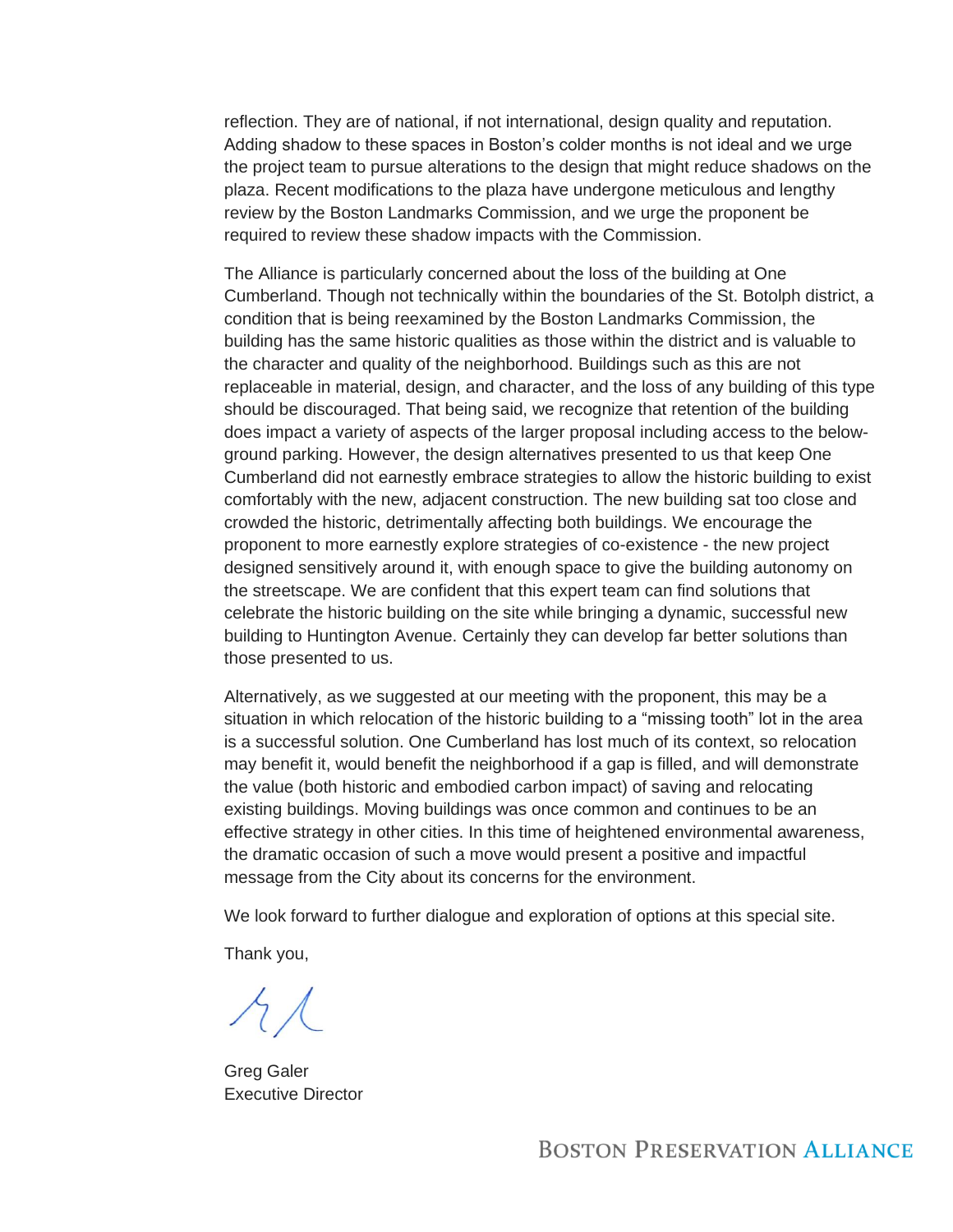reflection. They are of national, if not international, design quality and reputation. Adding shadow to these spaces in Boston's colder months is not ideal and we urge the project team to pursue alterations to the design that might reduce shadows on the plaza. Recent modifications to the plaza have undergone meticulous and lengthy review by the Boston Landmarks Commission, and we urge the proponent be required to review these shadow impacts with the Commission.

The Alliance is particularly concerned about the loss of the building at One Cumberland. Though not technically within the boundaries of the St. Botolph district, a condition that is being reexamined by the Boston Landmarks Commission, the building has the same historic qualities as those within the district and is valuable to the character and quality of the neighborhood. Buildings such as this are not replaceable in material, design, and character, and the loss of any building of this type should be discouraged. That being said, we recognize that retention of the building does impact a variety of aspects of the larger proposal including access to the below-ground parking. However, the design alternatives presented to us that keep One Cumberland did not earnestly embrace strategies to allow the historic building to exist comfortably with the new, adjacent construction. The new building sat too close and crowded the historic, detrimentally affecting both buildings. We encourage the proponent to more earnestly explore strategies of co-existence - the new project designed sensitively around it, with enough space to give the building autonomy on the streetscape. We are confident that this expert team can find solutions that celebrate the historic building on the site while bringing a dynamic, successful new building to Huntington Avenue. Certainly they can develop far better solutions than those presented to us.

Alternatively, as we suggested at our meeting with the proponent, this may be a situation in which relocation of the historic building to a "missing tooth" lot in the area is a successful solution. One Cumberland has lost much of its context, so relocation may benefit it, would benefit the neighborhood if a gap is filled, and will demonstrate the value (both historic and embodied carbon impact) of saving and relocating existing buildings. Moving buildings was once common and continues to be an effective strategy in other cities. In this time of heightened environmental awareness, the dramatic occasion of such a move would present a positive and impactful message from the City about its concerns for the environment.

We look forward to further dialogue and exploration of options at this special site.

Thank you,

Greg Galer
Executive Director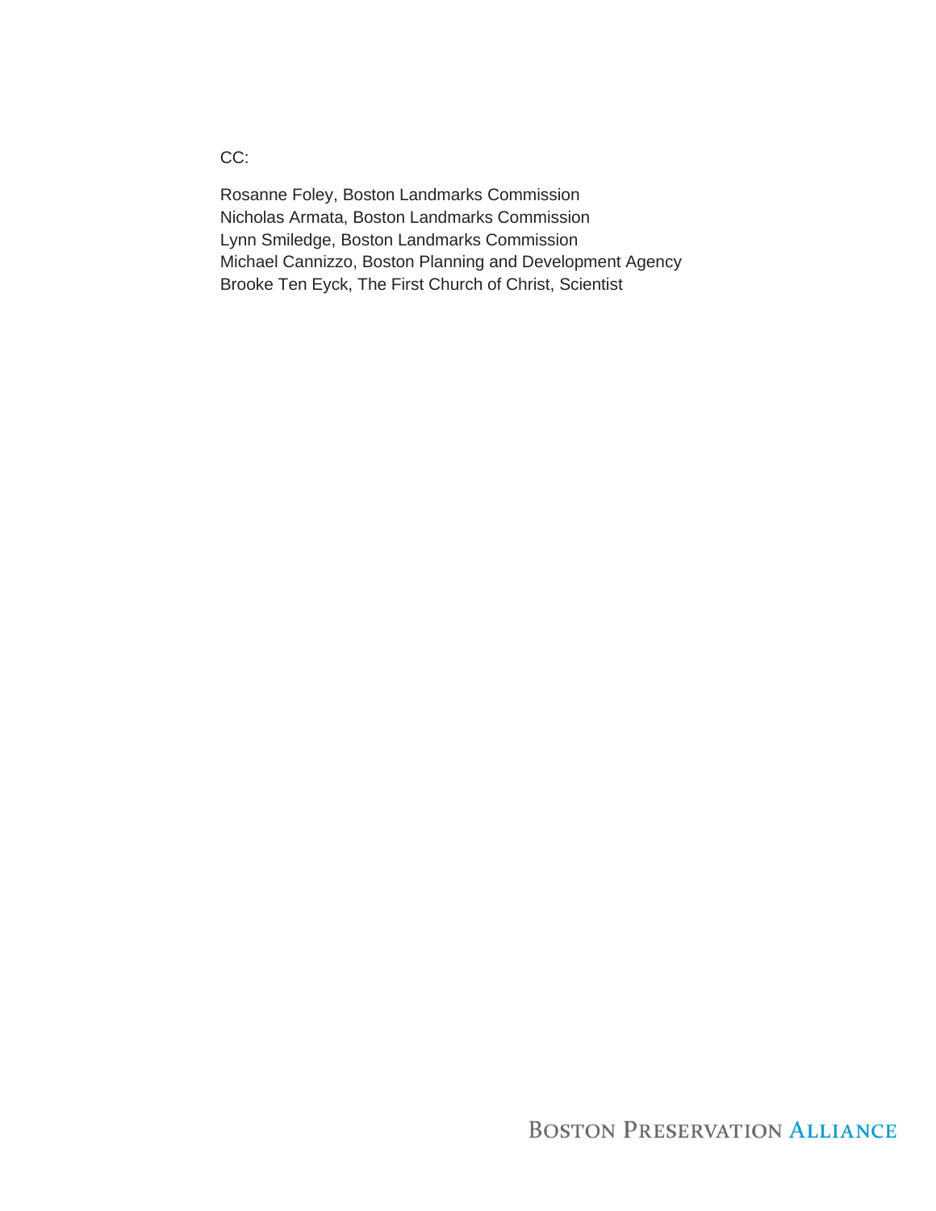CC:

Rosanne Foley, Boston Landmarks Commission
Nicholas Armata, Boston Landmarks Commission
Lynn Smiledge, Boston Landmarks Commission
Michael Cannizzo, Boston Planning and Development Agency
Brooke Ten Eyck, The First Church of Christ, Scientist